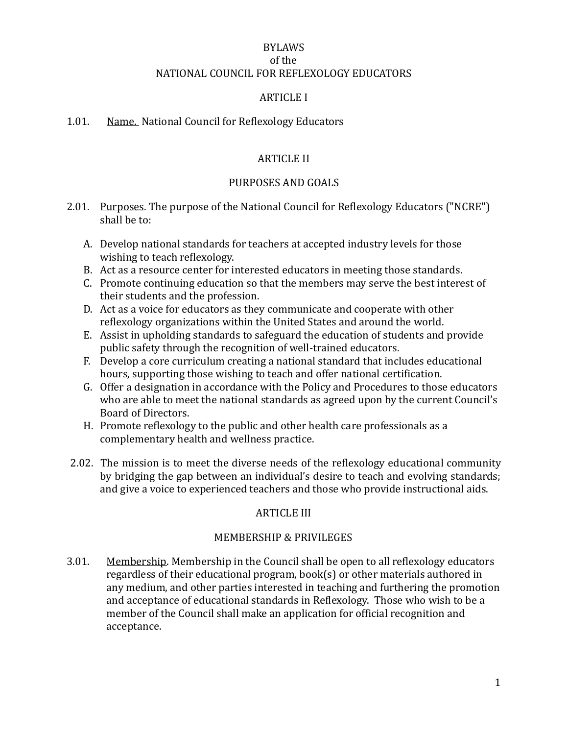# BYLAWS
## of the
## NATIONAL COUNCIL FOR REFLEXOLOGY EDUCATORS

## ARTICLE I

1.01. Name. National Council for Reflexology Educators

## ARTICLE II

## PURPOSES AND GOALS

2.01. Purposes. The purpose of the National Council for Reflexology Educators ("NCRE") shall be to:

A. Develop national standards for teachers at accepted industry levels for those wishing to teach reflexology.
B. Act as a resource center for interested educators in meeting those standards.
C. Promote continuing education so that the members may serve the best interest of their students and the profession.
D. Act as a voice for educators as they communicate and cooperate with other reflexology organizations within the United States and around the world.
E. Assist in upholding standards to safeguard the education of students and provide public safety through the recognition of well-trained educators.
F. Develop a core curriculum creating a national standard that includes educational hours, supporting those wishing to teach and offer national certification.
G. Offer a designation in accordance with the Policy and Procedures to those educators who are able to meet the national standards as agreed upon by the current Council's Board of Directors.
H. Promote reflexology to the public and other health care professionals as a complementary health and wellness practice.

2.02. The mission is to meet the diverse needs of the reflexology educational community by bridging the gap between an individual's desire to teach and evolving standards; and give a voice to experienced teachers and those who provide instructional aids.

## ARTICLE III

## MEMBERSHIP & PRIVILEGES

3.01. Membership. Membership in the Council shall be open to all reflexology educators regardless of their educational program, book(s) or other materials authored in any medium, and other parties interested in teaching and furthering the promotion and acceptance of educational standards in Reflexology. Those who wish to be a member of the Council shall make an application for official recognition and acceptance.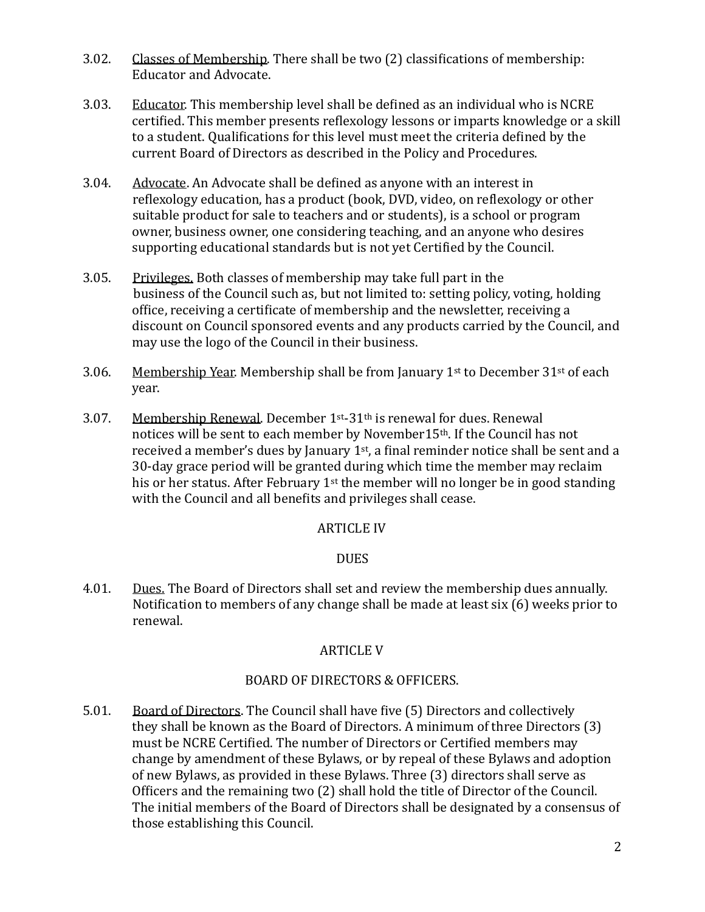3.02. Classes of Membership. There shall be two (2) classifications of membership: Educator and Advocate.

3.03. Educator. This membership level shall be defined as an individual who is NCRE certified. This member presents reflexology lessons or imparts knowledge or a skill to a student. Qualifications for this level must meet the criteria defined by the current Board of Directors as described in the Policy and Procedures.

3.04. Advocate. An Advocate shall be defined as anyone with an interest in reflexology education, has a product (book, DVD, video, on reflexology or other suitable product for sale to teachers and or students), is a school or program owner, business owner, one considering teaching, and an anyone who desires supporting educational standards but is not yet Certified by the Council.

3.05. Privileges. Both classes of membership may take full part in the business of the Council such as, but not limited to: setting policy, voting, holding office, receiving a certificate of membership and the newsletter, receiving a discount on Council sponsored events and any products carried by the Council, and may use the logo of the Council in their business.

3.06. Membership Year. Membership shall be from January 1st to December 31st of each year.

3.07. Membership Renewal. December 1st-31th is renewal for dues. Renewal notices will be sent to each member by November15th. If the Council has not received a member's dues by January 1st, a final reminder notice shall be sent and a 30-day grace period will be granted during which time the member may reclaim his or her status. After February 1st the member will no longer be in good standing with the Council and all benefits and privileges shall cease.

## ARTICLE IV

## DUES

4.01. Dues. The Board of Directors shall set and review the membership dues annually. Notification to members of any change shall be made at least six (6) weeks prior to renewal.

## ARTICLE V

## BOARD OF DIRECTORS & OFFICERS.

5.01. Board of Directors. The Council shall have five (5) Directors and collectively they shall be known as the Board of Directors. A minimum of three Directors (3) must be NCRE Certified. The number of Directors or Certified members may change by amendment of these Bylaws, or by repeal of these Bylaws and adoption of new Bylaws, as provided in these Bylaws. Three (3) directors shall serve as Officers and the remaining two (2) shall hold the title of Director of the Council. The initial members of the Board of Directors shall be designated by a consensus of those establishing this Council.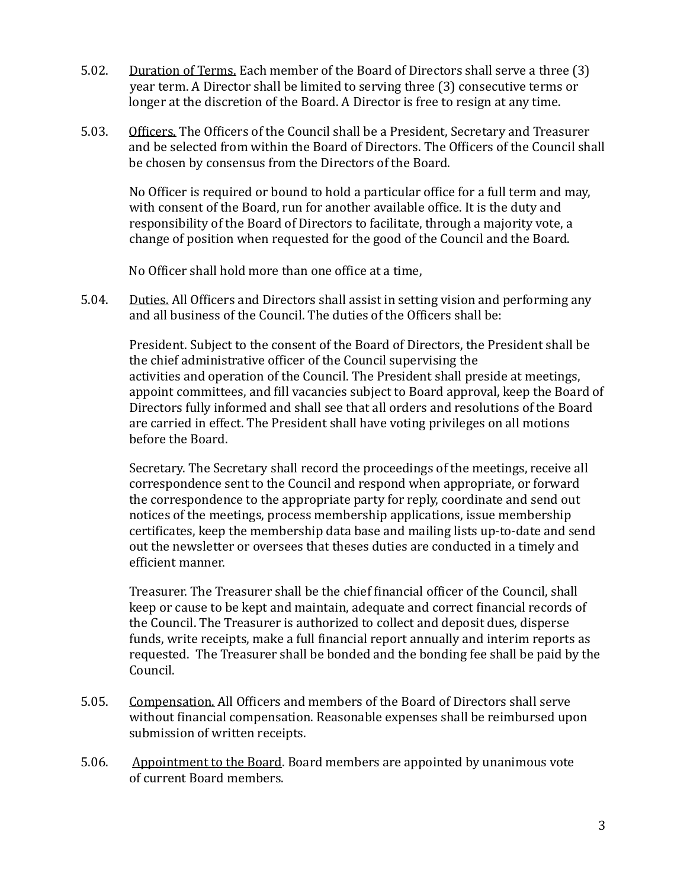5.02. Duration of Terms. Each member of the Board of Directors shall serve a three (3) year term. A Director shall be limited to serving three (3) consecutive terms or longer at the discretion of the Board. A Director is free to resign at any time.

5.03. Officers. The Officers of the Council shall be a President, Secretary and Treasurer and be selected from within the Board of Directors. The Officers of the Council shall be chosen by consensus from the Directors of the Board.

No Officer is required or bound to hold a particular office for a full term and may, with consent of the Board, run for another available office. It is the duty and responsibility of the Board of Directors to facilitate, through a majority vote, a change of position when requested for the good of the Council and the Board.

No Officer shall hold more than one office at a time,

5.04. Duties. All Officers and Directors shall assist in setting vision and performing any and all business of the Council. The duties of the Officers shall be:

President. Subject to the consent of the Board of Directors, the President shall be the chief administrative officer of the Council supervising the activities and operation of the Council. The President shall preside at meetings, appoint committees, and fill vacancies subject to Board approval, keep the Board of Directors fully informed and shall see that all orders and resolutions of the Board are carried in effect. The President shall have voting privileges on all motions before the Board.

Secretary. The Secretary shall record the proceedings of the meetings, receive all correspondence sent to the Council and respond when appropriate, or forward the correspondence to the appropriate party for reply, coordinate and send out notices of the meetings, process membership applications, issue membership certificates, keep the membership data base and mailing lists up-to-date and send out the newsletter or oversees that theses duties are conducted in a timely and efficient manner.

Treasurer. The Treasurer shall be the chief financial officer of the Council, shall keep or cause to be kept and maintain, adequate and correct financial records of the Council. The Treasurer is authorized to collect and deposit dues, disperse funds, write receipts, make a full financial report annually and interim reports as requested. The Treasurer shall be bonded and the bonding fee shall be paid by the Council.

5.05. Compensation. All Officers and members of the Board of Directors shall serve without financial compensation. Reasonable expenses shall be reimbursed upon submission of written receipts.

5.06. Appointment to the Board. Board members are appointed by unanimous vote of current Board members.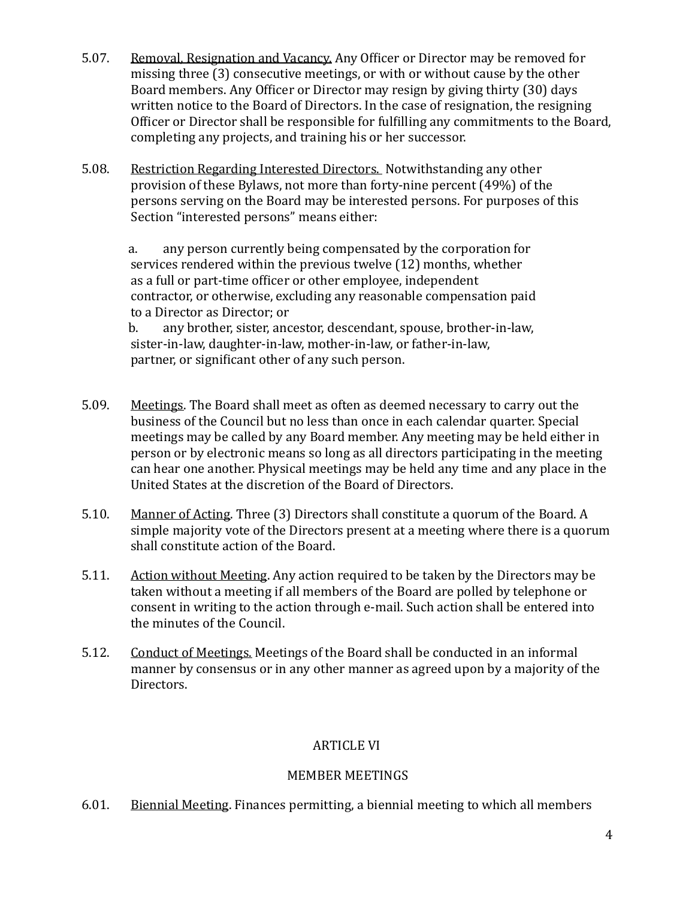5.07. <u>Removal, Resignation and Vacancy.</u> Any Officer or Director may be removed for missing three (3) consecutive meetings, or with or without cause by the other Board members. Any Officer or Director may resign by giving thirty (30) days written notice to the Board of Directors. In the case of resignation, the resigning Officer or Director shall be responsible for fulfilling any commitments to the Board, completing any projects, and training his or her successor.

5.08. <u>Restriction Regarding Interested Directors.</u> Notwithstanding any other provision of these Bylaws, not more than forty-nine percent (49%) of the persons serving on the Board may be interested persons. For purposes of this Section "interested persons" means either:

a. any person currently being compensated by the corporation for services rendered within the previous twelve (12) months, whether as a full or part-time officer or other employee, independent contractor, or otherwise, excluding any reasonable compensation paid to a Director as Director; or

b. any brother, sister, ancestor, descendant, spouse, brother-in-law, sister-in-law, daughter-in-law, mother-in-law, or father-in-law, partner, or significant other of any such person.

5.09. <u>Meetings</u>. The Board shall meet as often as deemed necessary to carry out the business of the Council but no less than once in each calendar quarter. Special meetings may be called by any Board member. Any meeting may be held either in person or by electronic means so long as all directors participating in the meeting can hear one another. Physical meetings may be held any time and any place in the United States at the discretion of the Board of Directors.

5.10. <u>Manner of Acting</u>. Three (3) Directors shall constitute a quorum of the Board. A simple majority vote of the Directors present at a meeting where there is a quorum shall constitute action of the Board.

5.11. <u>Action without Meeting</u>. Any action required to be taken by the Directors may be taken without a meeting if all members of the Board are polled by telephone or consent in writing to the action through e-mail. Such action shall be entered into the minutes of the Council.

5.12. <u>Conduct of Meetings.</u> Meetings of the Board shall be conducted in an informal manner by consensus or in any other manner as agreed upon by a majority of the Directors.

## ARTICLE VI

## MEMBER MEETINGS

6.01. <u>Biennial Meeting</u>. Finances permitting, a biennial meeting to which all members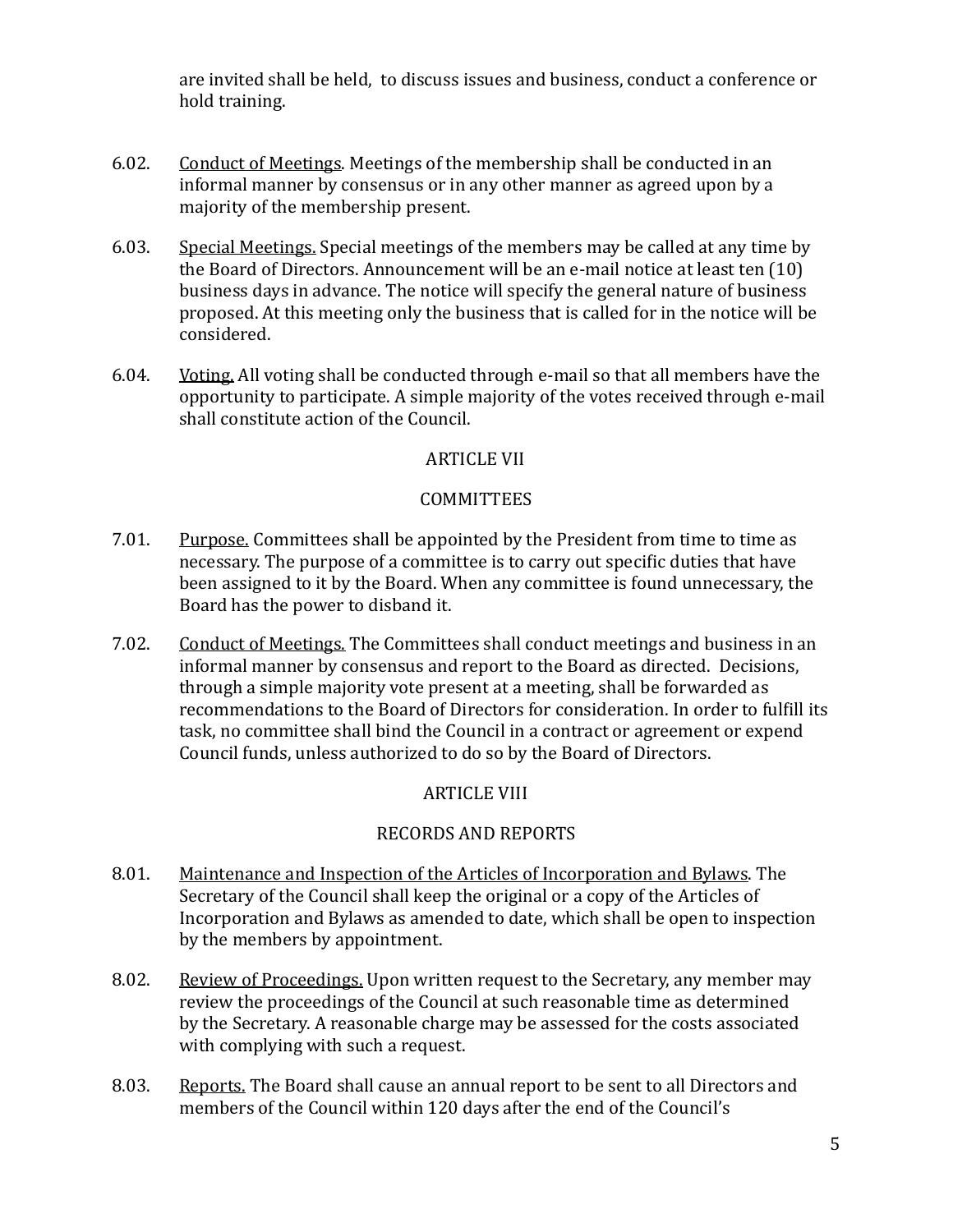are invited shall be held, to discuss issues and business, conduct a conference or hold training.

6.02. Conduct of Meetings. Meetings of the membership shall be conducted in an informal manner by consensus or in any other manner as agreed upon by a majority of the membership present.

6.03. Special Meetings. Special meetings of the members may be called at any time by the Board of Directors. Announcement will be an e-mail notice at least ten (10) business days in advance. The notice will specify the general nature of business proposed. At this meeting only the business that is called for in the notice will be considered.

6.04. Voting. All voting shall be conducted through e-mail so that all members have the opportunity to participate. A simple majority of the votes received through e-mail shall constitute action of the Council.

## ARTICLE VII

## COMMITTEES

7.01. Purpose. Committees shall be appointed by the President from time to time as necessary. The purpose of a committee is to carry out specific duties that have been assigned to it by the Board. When any committee is found unnecessary, the Board has the power to disband it.

7.02. Conduct of Meetings. The Committees shall conduct meetings and business in an informal manner by consensus and report to the Board as directed. Decisions, through a simple majority vote present at a meeting, shall be forwarded as recommendations to the Board of Directors for consideration. In order to fulfill its task, no committee shall bind the Council in a contract or agreement or expend Council funds, unless authorized to do so by the Board of Directors.

## ARTICLE VIII

## RECORDS AND REPORTS

8.01. Maintenance and Inspection of the Articles of Incorporation and Bylaws. The Secretary of the Council shall keep the original or a copy of the Articles of Incorporation and Bylaws as amended to date, which shall be open to inspection by the members by appointment.

8.02. Review of Proceedings. Upon written request to the Secretary, any member may review the proceedings of the Council at such reasonable time as determined by the Secretary. A reasonable charge may be assessed for the costs associated with complying with such a request.

8.03. Reports. The Board shall cause an annual report to be sent to all Directors and members of the Council within 120 days after the end of the Council's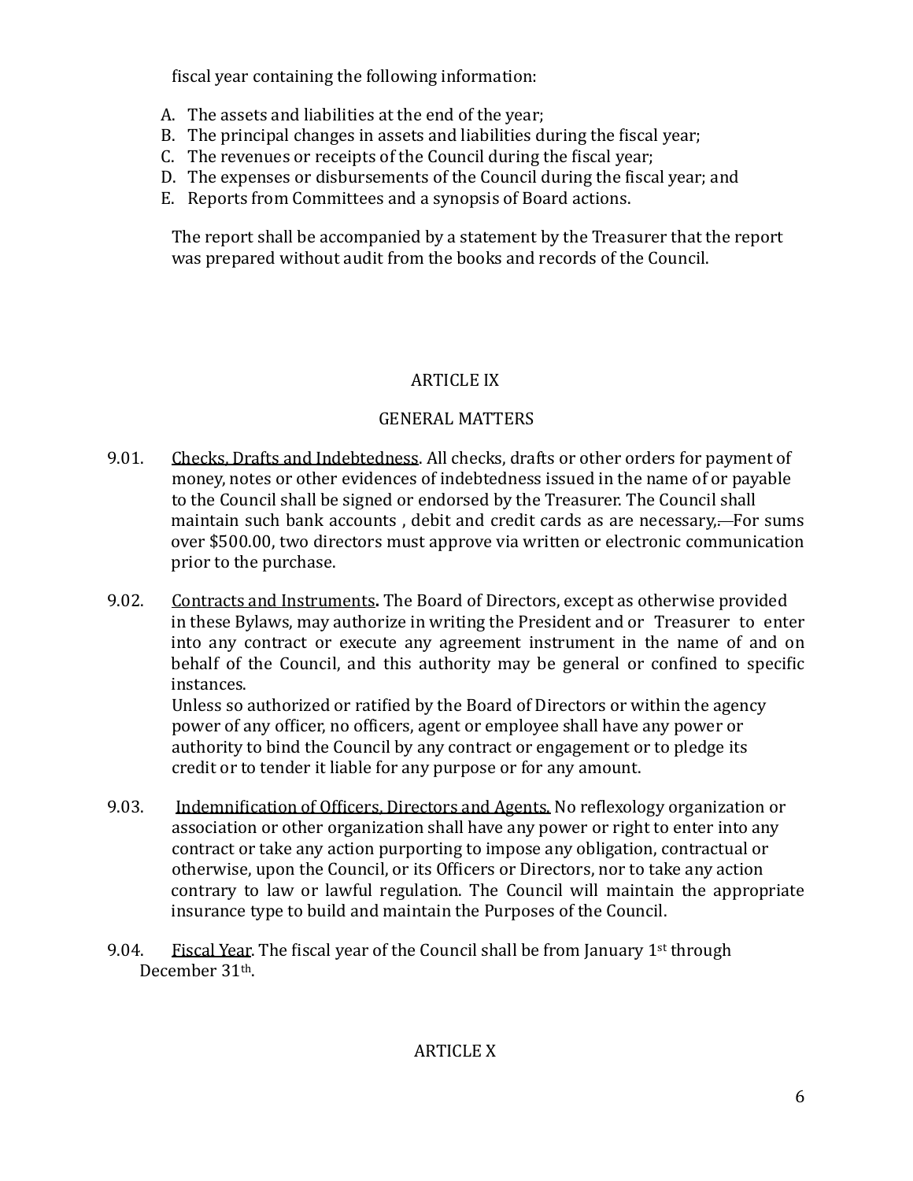fiscal year containing the following information:

A. The assets and liabilities at the end of the year;
B. The principal changes in assets and liabilities during the fiscal year;
C. The revenues or receipts of the Council during the fiscal year;
D. The expenses or disbursements of the Council during the fiscal year; and
E. Reports from Committees and a synopsis of Board actions.

The report shall be accompanied by a statement by the Treasurer that the report was prepared without audit from the books and records of the Council.

## ARTICLE IX

## GENERAL MATTERS

9.01. Checks, Drafts and Indebtedness. All checks, drafts or other orders for payment of money, notes or other evidences of indebtedness issued in the name of or payable to the Council shall be signed or endorsed by the Treasurer. The Council shall maintain such bank accounts , debit and credit cards as are necessary,. For sums over $500.00, two directors must approve via written or electronic communication prior to the purchase.

9.02. Contracts and Instruments**.** The Board of Directors, except as otherwise provided in these Bylaws, may authorize in writing the President and or Treasurer to enter into any contract or execute any agreement instrument in the name of and on behalf of the Council, and this authority may be general or confined to specific instances.
Unless so authorized or ratified by the Board of Directors or within the agency power of any officer, no officers, agent or employee shall have any power or authority to bind the Council by any contract or engagement or to pledge its credit or to tender it liable for any purpose or for any amount.

9.03. Indemnification of Officers, Directors and Agents. No reflexology organization or association or other organization shall have any power or right to enter into any contract or take any action purporting to impose any obligation, contractual or otherwise, upon the Council, or its Officers or Directors, nor to take any action contrary to law or lawful regulation. The Council will maintain the appropriate insurance type to build and maintain the Purposes of the Council.

9.04. Fiscal Year. The fiscal year of the Council shall be from January 1st through December 31th.

## ARTICLE X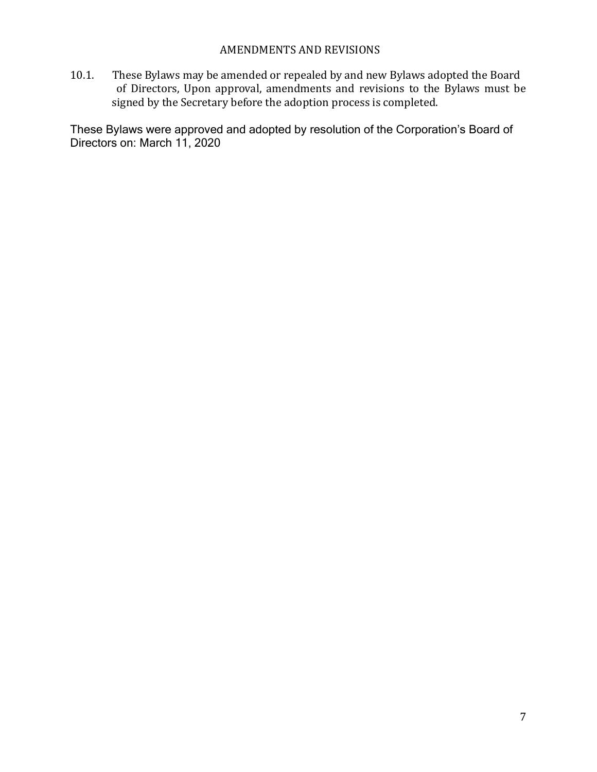## AMENDMENTS AND REVISIONS

10.1. These Bylaws may be amended or repealed by and new Bylaws adopted the Board of Directors, Upon approval, amendments and revisions to the Bylaws must be signed by the Secretary before the adoption process is completed.

These Bylaws were approved and adopted by resolution of the Corporation's Board of Directors on: March 11, 2020